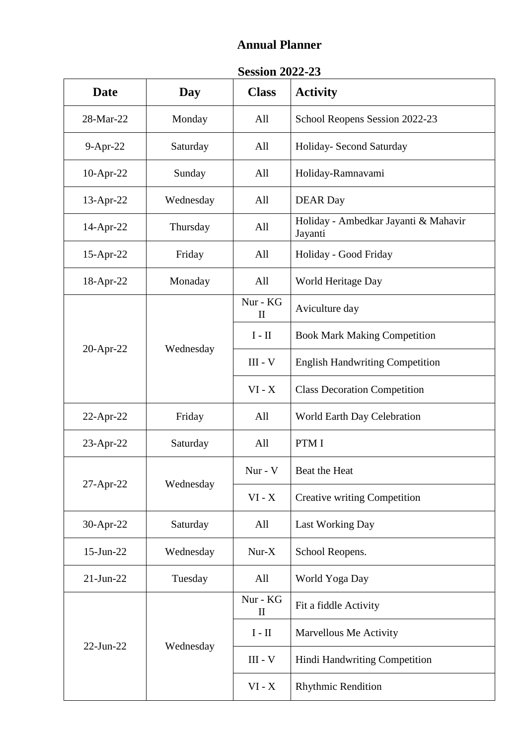# Annual Planner

## Session 2022-23

| Date | Day | Class | Activity |
|---|---|---|---|
| 28-Mar-22 | Monday | All | School Reopens Session 2022-23 |
| 9-Apr-22 | Saturday | All | Holiday- Second Saturday |
| 10-Apr-22 | Sunday | All | Holiday-Ramnavami |
| 13-Apr-22 | Wednesday | All | DEAR Day |
| 14-Apr-22 | Thursday | All | Holiday - Ambedkar Jayanti & Mahavir Jayanti |
| 15-Apr-22 | Friday | All | Holiday - Good Friday |
| 18-Apr-22 | Monaday | All | World Heritage Day |
| 20-Apr-22 | Wednesday | Nur - KG II | Aviculture day |
| | | I - II | Book Mark Making Competition |
| | | III - V | English Handwriting Competition |
| | | VI - X | Class Decoration Competition |
| 22-Apr-22 | Friday | All | World Earth Day Celebration |
| 23-Apr-22 | Saturday | All | PTM I |
| 27-Apr-22 | Wednesday | Nur - V | Beat the Heat |
| | | VI - X | Creative writing Competition |
| 30-Apr-22 | Saturday | All | Last Working Day |
| 15-Jun-22 | Wednesday | Nur-X | School Reopens. |
| 21-Jun-22 | Tuesday | All | World Yoga Day |
| 22-Jun-22 | Wednesday | Nur - KG II | Fit a fiddle Activity |
| | | I - II | Marvellous Me Activity |
| | | III - V | Hindi Handwriting Competition |
| | | VI - X | Rhythmic Rendition |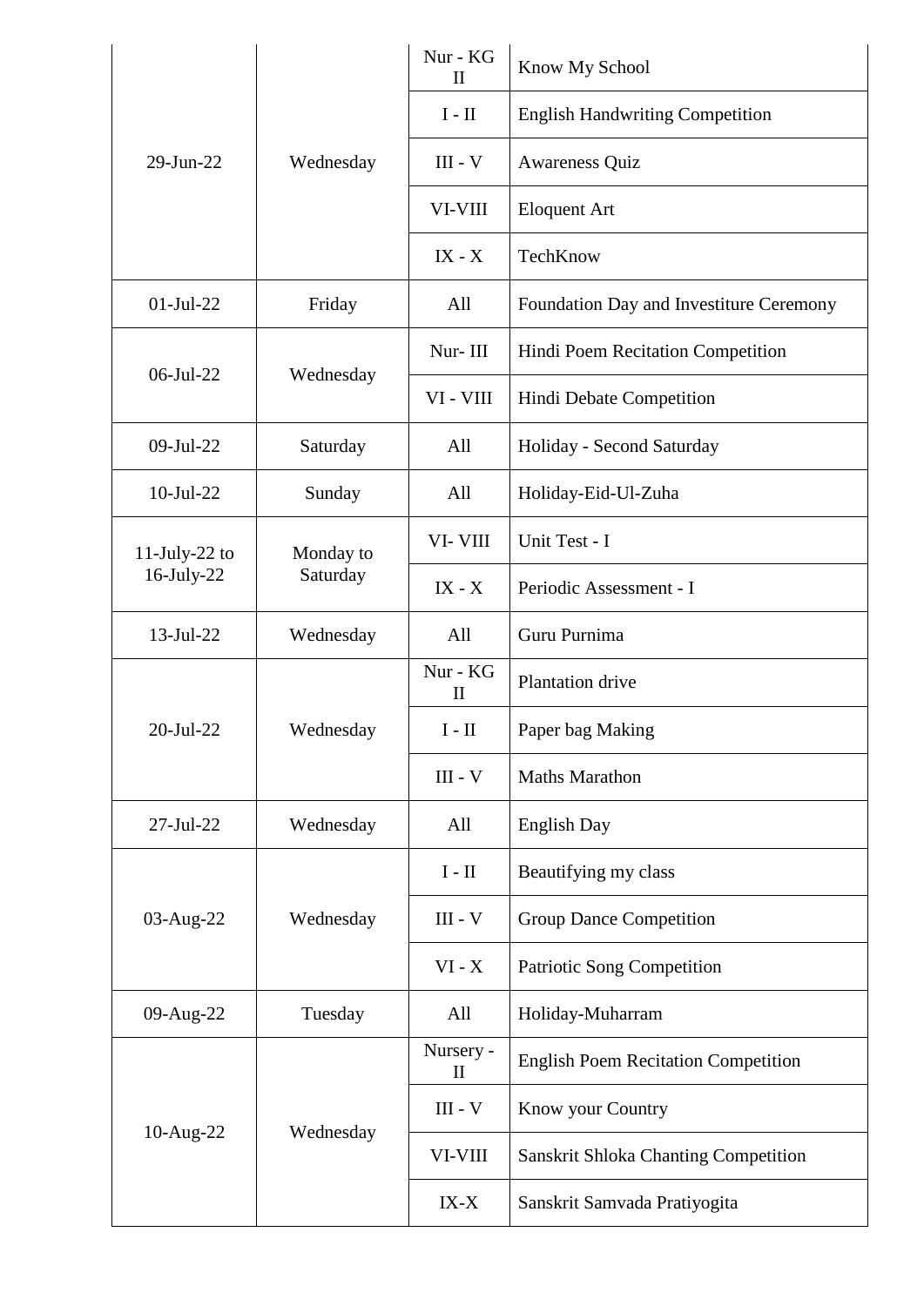| | | | |
|---|---|---|---|
| 29-Jun-22 | Wednesday | Nur - KG II | Know My School |
| | | I - II | English Handwriting Competition |
| | | III - V | Awareness Quiz |
| | | VI-VIII | Eloquent Art |
| | | IX - X | TechKnow |
| 01-Jul-22 | Friday | All | Foundation Day and Investiture Ceremony |
| 06-Jul-22 | Wednesday | Nur- III | Hindi Poem Recitation Competition |
| | | VI - VIII | Hindi Debate Competition |
| 09-Jul-22 | Saturday | All | Holiday - Second Saturday |
| 10-Jul-22 | Sunday | All | Holiday-Eid-Ul-Zuha |
| 11-July-22 to 16-July-22 | Monday to Saturday | VI- VIII | Unit Test - I |
| | | IX - X | Periodic Assessment - I |
| 13-Jul-22 | Wednesday | All | Guru Purnima |
| 20-Jul-22 | Wednesday | Nur - KG II | Plantation drive |
| | | I - II | Paper bag Making |
| | | III - V | Maths Marathon |
| 27-Jul-22 | Wednesday | All | English Day |
| 03-Aug-22 | Wednesday | I - II | Beautifying my class |
| | | III - V | Group Dance Competition |
| | | VI - X | Patriotic Song Competition |
| 09-Aug-22 | Tuesday | All | Holiday-Muharram |
| 10-Aug-22 | Wednesday | Nursery - II | English Poem Recitation Competition |
| | | III - V | Know your Country |
| | | VI-VIII | Sanskrit Shloka Chanting Competition |
| | | IX-X | Sanskrit Samvada Pratiyogita |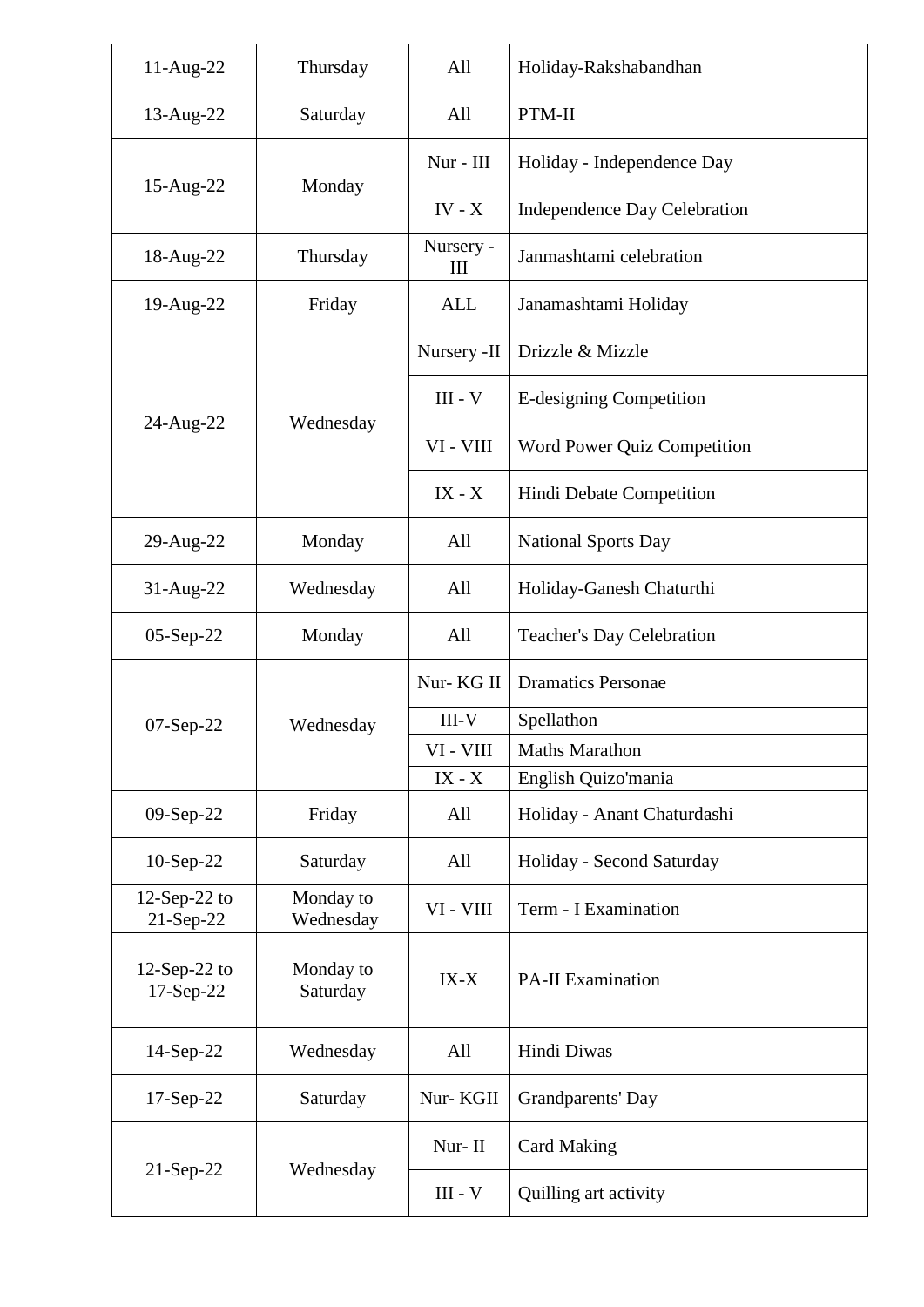| | | | |
|---|---|---|---|
| 11-Aug-22 | Thursday | All | Holiday-Rakshabandhan |
| 13-Aug-22 | Saturday | All | PTM-II |
| 15-Aug-22 | Monday | Nur - III | Holiday - Independence Day |
| | | IV - X | Independence Day Celebration |
| 18-Aug-22 | Thursday | Nursery - III | Janmashtami celebration |
| 19-Aug-22 | Friday | ALL | Janamashtami Holiday |
| 24-Aug-22 | Wednesday | Nursery -II | Drizzle & Mizzle |
| | | III - V | E-designing Competition |
| | | VI - VIII | Word Power Quiz Competition |
| | | IX - X | Hindi Debate Competition |
| 29-Aug-22 | Monday | All | National Sports Day |
| 31-Aug-22 | Wednesday | All | Holiday-Ganesh Chaturthi |
| 05-Sep-22 | Monday | All | Teacher's Day Celebration |
| 07-Sep-22 | Wednesday | Nur- KG II | Dramatics Personae |
| | | III-V | Spellathon |
| | | VI - VIII | Maths Marathon |
| | | IX - X | English Quizo'mania |
| 09-Sep-22 | Friday | All | Holiday - Anant Chaturdashi |
| 10-Sep-22 | Saturday | All | Holiday - Second Saturday |
| 12-Sep-22 to 21-Sep-22 | Monday to Wednesday | VI - VIII | Term - I Examination |
| 12-Sep-22 to 17-Sep-22 | Monday to Saturday | IX-X | PA-II Examination |
| 14-Sep-22 | Wednesday | All | Hindi Diwas |
| 17-Sep-22 | Saturday | Nur- KGII | Grandparents' Day |
| 21-Sep-22 | Wednesday | Nur- II | Card Making |
| | | III - V | Quilling art activity |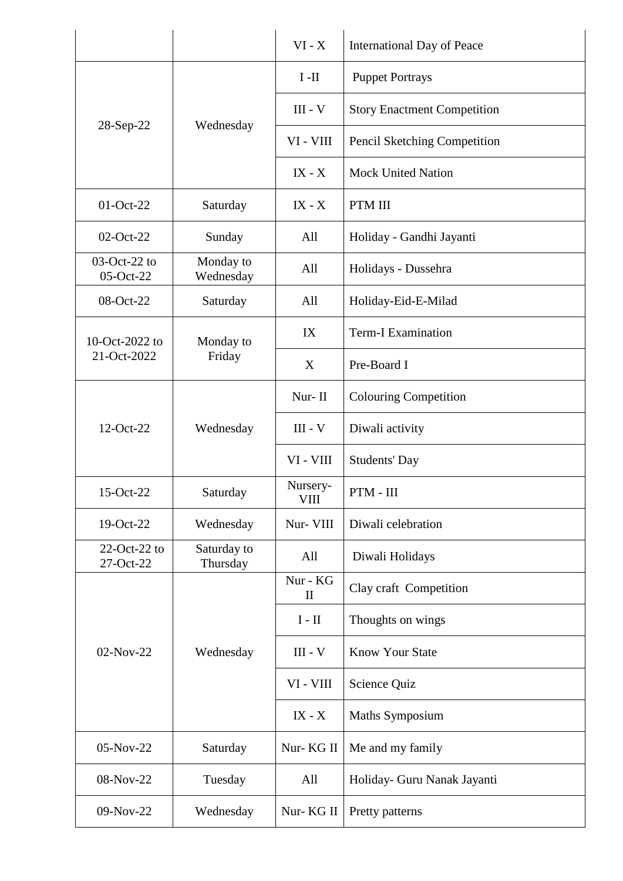| | | | |
|---|---|---|---|
| | | VI - X | International Day of Peace |
| 28-Sep-22 | Wednesday | I -II | Puppet Portrays |
| | | III - V | Story Enactment Competition |
| | | VI - VIII | Pencil Sketching Competition |
| | | IX - X | Mock United Nation |
| 01-Oct-22 | Saturday | IX - X | PTM III |
| 02-Oct-22 | Sunday | All | Holiday - Gandhi Jayanti |
| 03-Oct-22 to 05-Oct-22 | Monday to Wednesday | All | Holidays - Dussehra |
| 08-Oct-22 | Saturday | All | Holiday-Eid-E-Milad |
| 10-Oct-2022 to 21-Oct-2022 | Monday to Friday | IX | Term-I Examination |
| | | X | Pre-Board I |
| 12-Oct-22 | Wednesday | Nur- II | Colouring Competition |
| | | III - V | Diwali activity |
| | | VI - VIII | Students' Day |
| 15-Oct-22 | Saturday | Nursery-VIII | PTM - III |
| 19-Oct-22 | Wednesday | Nur- VIII | Diwali celebration |
| 22-Oct-22 to 27-Oct-22 | Saturday to Thursday | All | Diwali Holidays |
| 02-Nov-22 | Wednesday | Nur - KG II | Clay craft Competition |
| | | I - II | Thoughts on wings |
| | | III - V | Know Your State |
| | | VI - VIII | Science Quiz |
| | | IX - X | Maths Symposium |
| 05-Nov-22 | Saturday | Nur- KG II | Me and my family |
| 08-Nov-22 | Tuesday | All | Holiday- Guru Nanak Jayanti |
| 09-Nov-22 | Wednesday | Nur- KG II | Pretty patterns |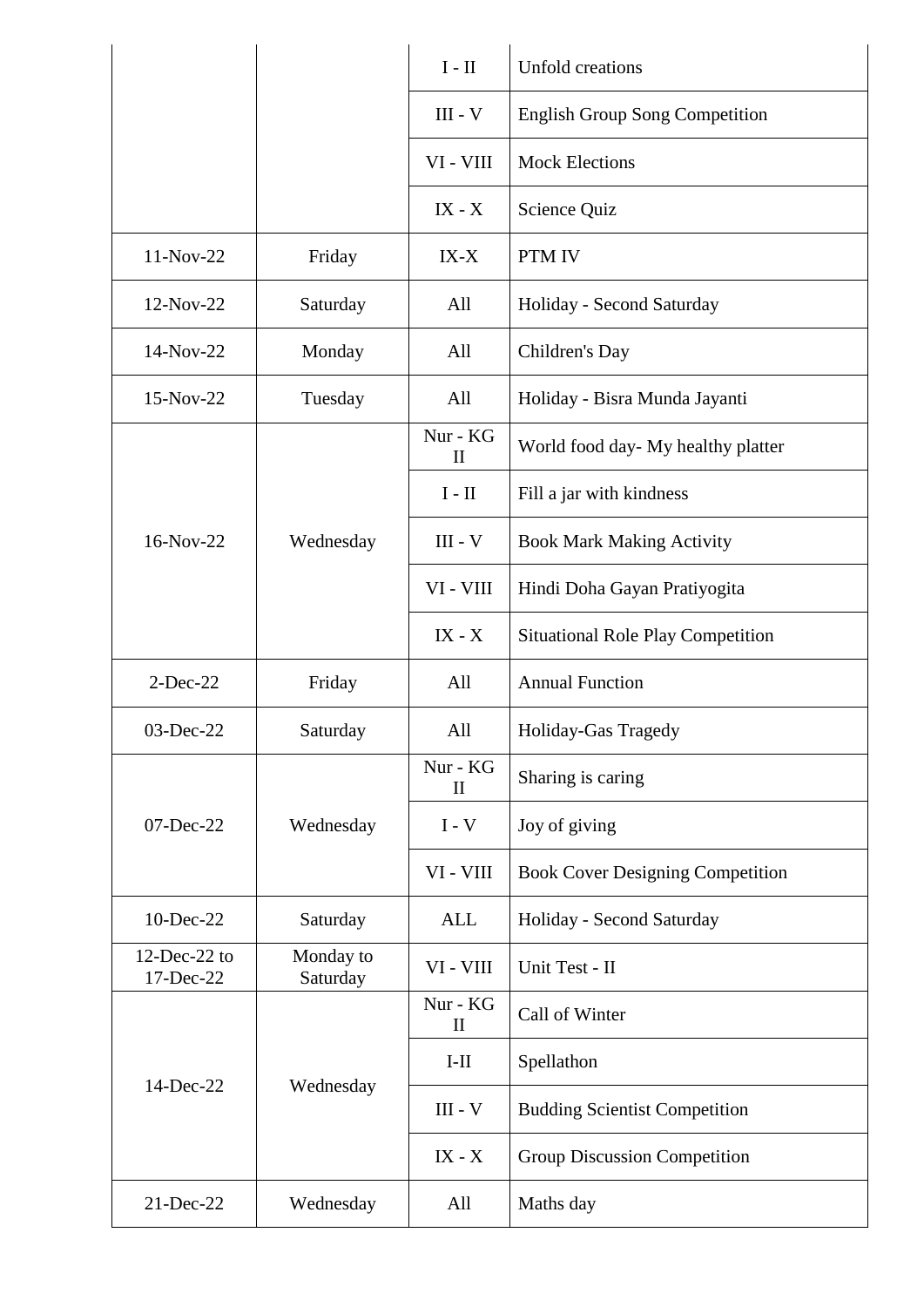| | | | |
|---|---|---|---|
| | | I - II | Unfold creations |
| | | III - V | English Group Song Competition |
| | | VI - VIII | Mock Elections |
| | | IX - X | Science Quiz |
| 11-Nov-22 | Friday | IX-X | PTM IV |
| 12-Nov-22 | Saturday | All | Holiday - Second Saturday |
| 14-Nov-22 | Monday | All | Children's Day |
| 15-Nov-22 | Tuesday | All | Holiday - Bisra Munda Jayanti |
| 16-Nov-22 | Wednesday | Nur - KG II | World food day- My healthy platter |
| | | I - II | Fill a jar with kindness |
| | | III - V | Book Mark Making Activity |
| | | VI - VIII | Hindi Doha Gayan Pratiyogita |
| | | IX - X | Situational Role Play Competition |
| 2-Dec-22 | Friday | All | Annual Function |
| 03-Dec-22 | Saturday | All | Holiday-Gas Tragedy |
| 07-Dec-22 | Wednesday | Nur - KG II | Sharing is caring |
| | | I - V | Joy of giving |
| | | VI - VIII | Book Cover Designing Competition |
| 10-Dec-22 | Saturday | ALL | Holiday - Second Saturday |
| 12-Dec-22 to 17-Dec-22 | Monday to Saturday | VI - VIII | Unit Test - II |
| 14-Dec-22 | Wednesday | Nur - KG II | Call of Winter |
| | | I-II | Spellathon |
| | | III - V | Budding Scientist Competition |
| | | IX - X | Group Discussion Competition |
| 21-Dec-22 | Wednesday | All | Maths day |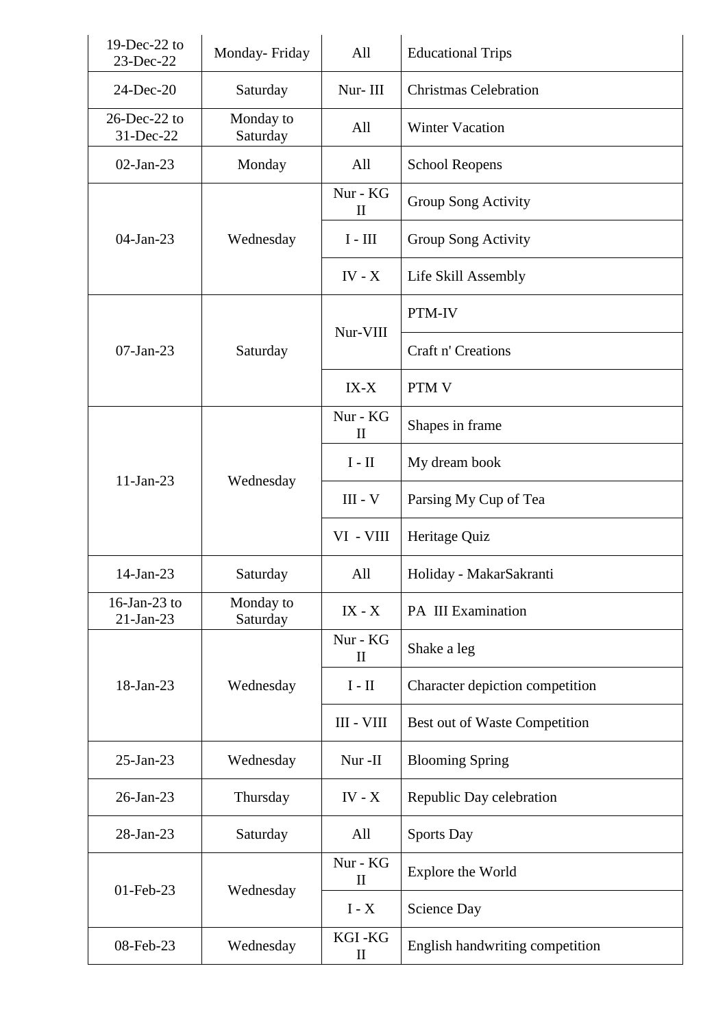| 19-Dec-22 to 23-Dec-22 | Monday- Friday | All | Educational Trips |
|---|---|---|---|
| 24-Dec-20 | Saturday | Nur- III | Christmas Celebration |
| 26-Dec-22 to 31-Dec-22 | Monday to Saturday | All | Winter Vacation |
| 02-Jan-23 | Monday | All | School Reopens |
| 04-Jan-23 | Wednesday | Nur - KG II | Group Song Activity |
| | | I - III | Group Song Activity |
| | | IV - X | Life Skill Assembly |
| 07-Jan-23 | Saturday | Nur-VIII | PTM-IV |
| | | | Craft n' Creations |
| | | IX-X | PTM V |
| 11-Jan-23 | Wednesday | Nur - KG II | Shapes in frame |
| | | I - II | My dream book |
| | | III - V | Parsing My Cup of Tea |
| | | VI - VIII | Heritage Quiz |
| 14-Jan-23 | Saturday | All | Holiday - MakarSakranti |
| 16-Jan-23 to 21-Jan-23 | Monday to Saturday | IX - X | PA III Examination |
| 18-Jan-23 | Wednesday | Nur - KG II | Shake a leg |
| | | I - II | Character depiction competition |
| | | III - VIII | Best out of Waste Competition |
| 25-Jan-23 | Wednesday | Nur -II | Blooming Spring |
| 26-Jan-23 | Thursday | IV - X | Republic Day celebration |
| 28-Jan-23 | Saturday | All | Sports Day |
| 01-Feb-23 | Wednesday | Nur - KG II | Explore the World |
| | | I - X | Science Day |
| 08-Feb-23 | Wednesday | KGI -KG II | English handwriting competition |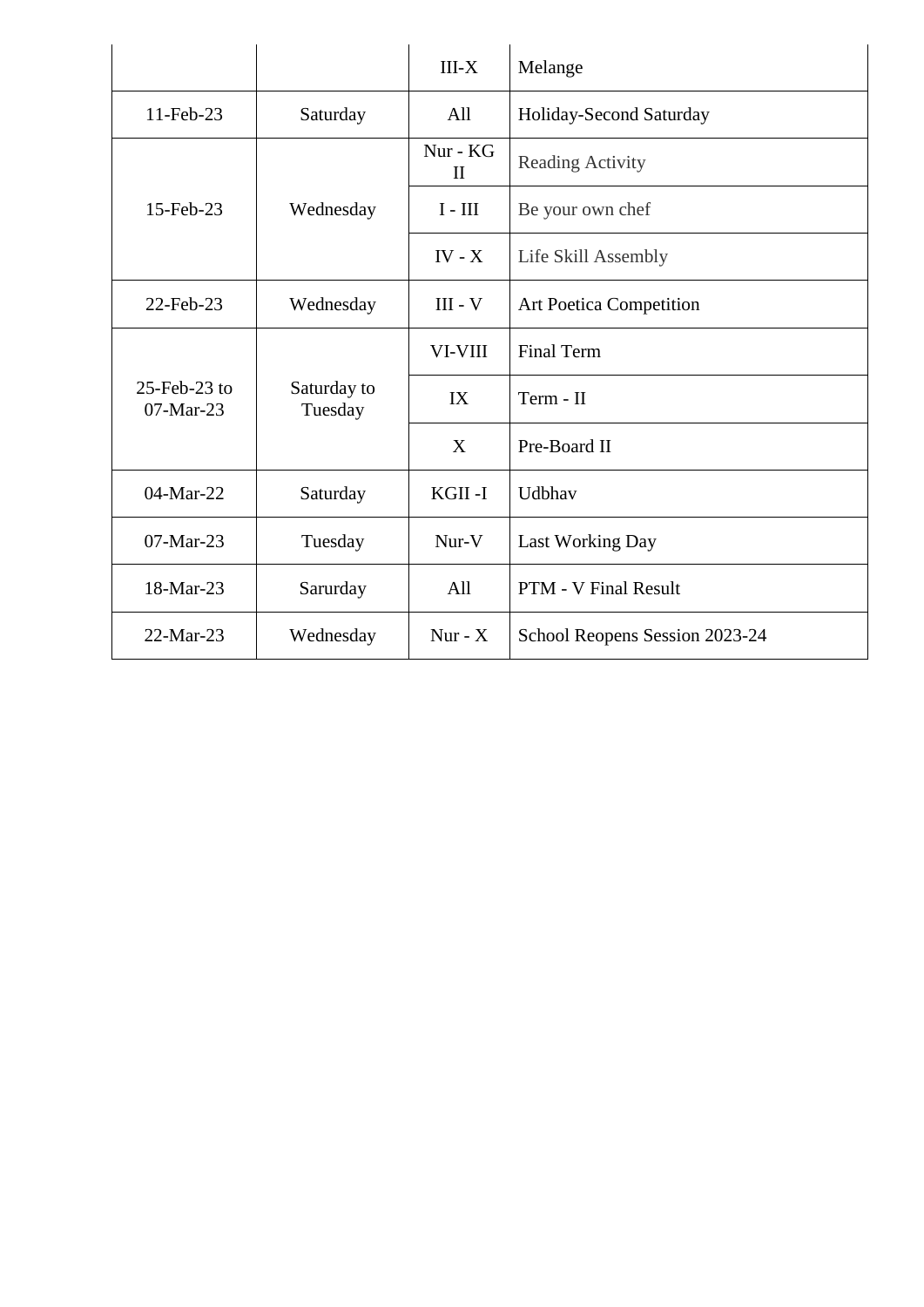| | | | |
|---|---|---|---|
| | | III-X | Melange |
| 11-Feb-23 | Saturday | All | Holiday-Second Saturday |
| 15-Feb-23 | Wednesday | Nur - KG II | Reading Activity |
| | | I - III | Be your own chef |
| | | IV - X | Life Skill Assembly |
| 22-Feb-23 | Wednesday | III - V | Art Poetica Competition |
| 25-Feb-23 to 07-Mar-23 | Saturday to Tuesday | VI-VIII | Final Term |
| | | IX | Term - II |
| | | X | Pre-Board II |
| 04-Mar-22 | Saturday | KGII -I | Udbhav |
| 07-Mar-23 | Tuesday | Nur-V | Last Working Day |
| 18-Mar-23 | Sarurday | All | PTM - V Final Result |
| 22-Mar-23 | Wednesday | Nur - X | School Reopens Session 2023-24 |